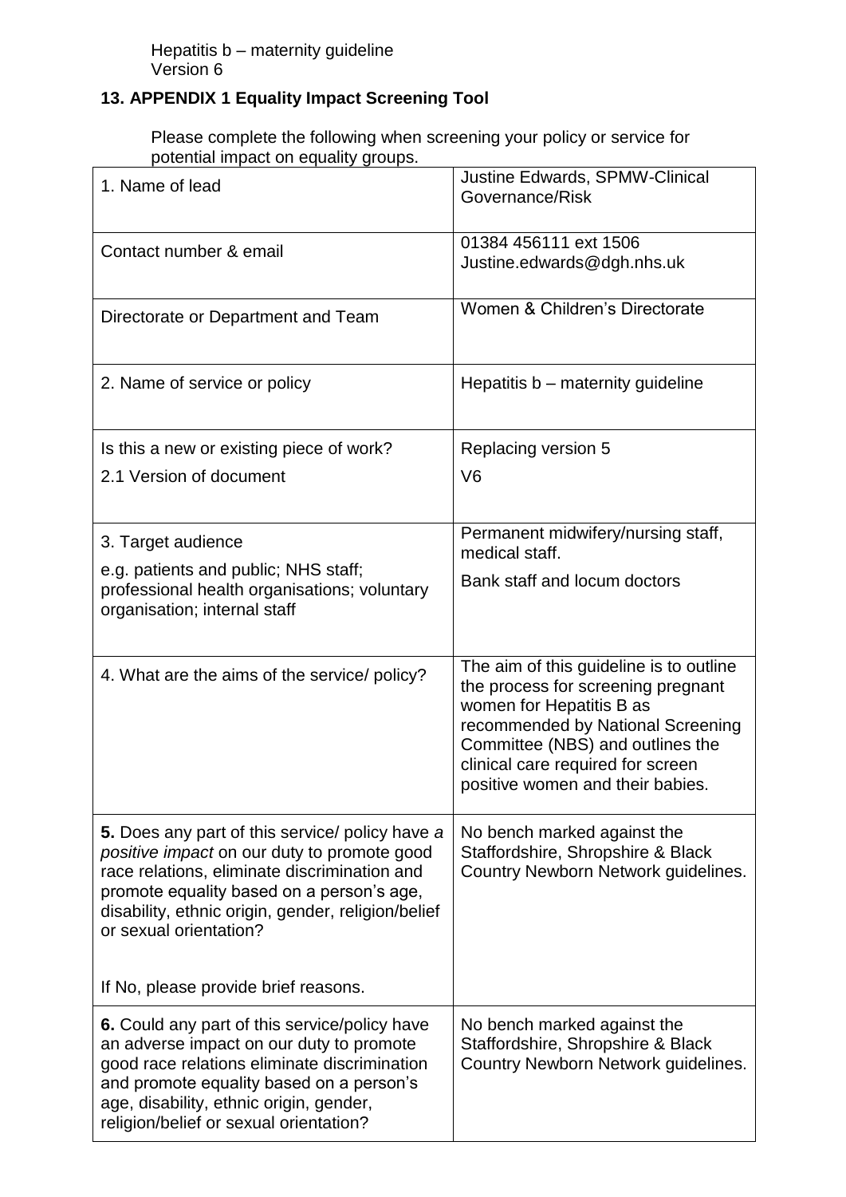## 13. APPENDIX 1 Equality Impact Screening Tool

Please complete the following when screening your policy or service for potential impact on equality groups.

| | |
|---|---|
| 1. Name of lead | Justine Edwards, SPMW-Clinical Governance/Risk |
| Contact number & email | 01384 456111 ext 1506<br>Justine.edwards@dgh.nhs.uk |
| Directorate or Department and Team | Women & Children's Directorate |
| 2. Name of service or policy | Hepatitis b – maternity guideline |
| Is this a new or existing piece of work?<br>2.1 Version of document | Replacing version 5<br>V6 |
| 3. Target audience<br>e.g. patients and public; NHS staff; professional health organisations; voluntary organisation; internal staff | Permanent midwifery/nursing staff, medical staff.<br>Bank staff and locum doctors |
| 4. What are the aims of the service/ policy? | The aim of this guideline is to outline the process for screening pregnant women for Hepatitis B as recommended by National Screening Committee (NBS) and outlines the clinical care required for screen positive women and their babies. |
| **5.** Does any part of this service/ policy have *a positive impact* on our duty to promote good race relations, eliminate discrimination and promote equality based on a person's age, disability, ethnic origin, gender, religion/belief or sexual orientation?<br><br>If No, please provide brief reasons. | No bench marked against the Staffordshire, Shropshire & Black Country Newborn Network guidelines. |
| **6.** Could any part of this service/policy have an adverse impact on our duty to promote good race relations eliminate discrimination and promote equality based on a person's age, disability, ethnic origin, gender, religion/belief or sexual orientation? | No bench marked against the Staffordshire, Shropshire & Black Country Newborn Network guidelines. |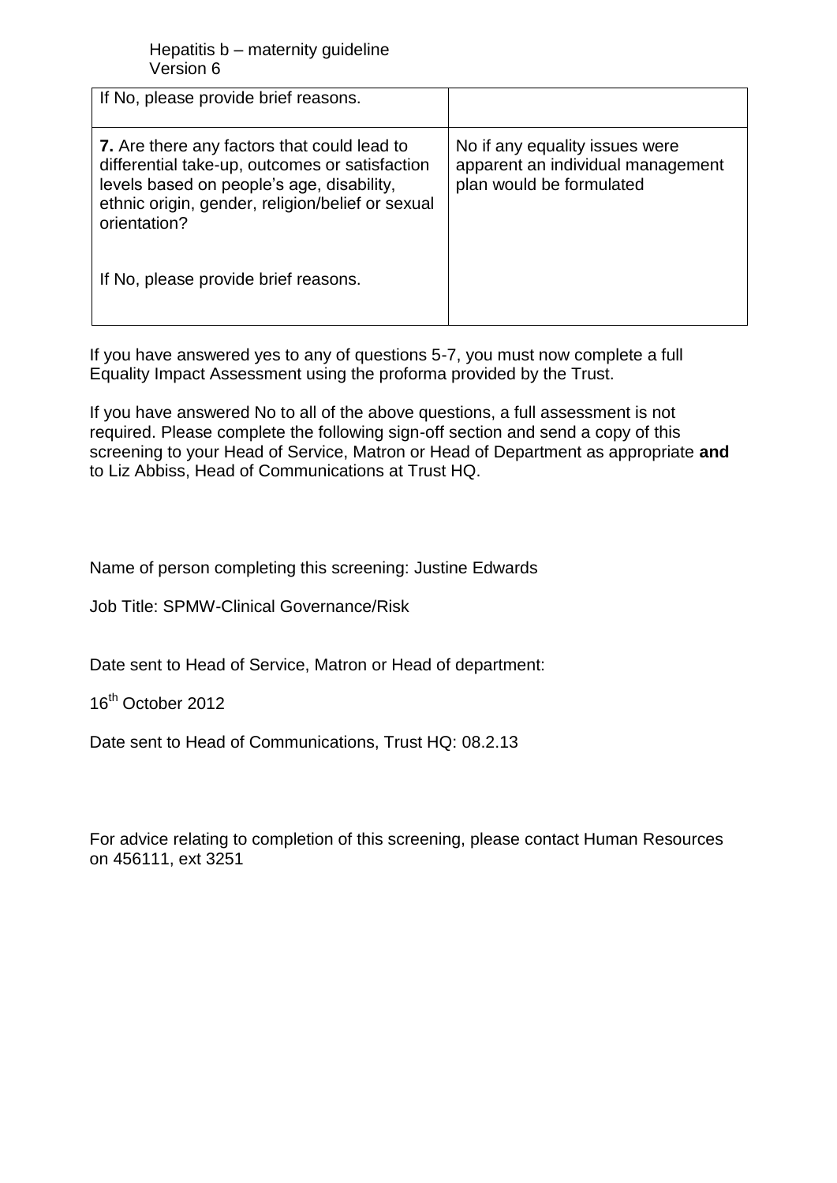| | |
|---|---|
| If No, please provide brief reasons. | |
| **7.** Are there any factors that could lead to differential take-up, outcomes or satisfaction levels based on people's age, disability, ethnic origin, gender, religion/belief or sexual orientation?<br><br>If No, please provide brief reasons. | No if any equality issues were apparent an individual management plan would be formulated |

If you have answered yes to any of questions 5-7, you must now complete a full Equality Impact Assessment using the proforma provided by the Trust.

If you have answered No to all of the above questions, a full assessment is not required. Please complete the following sign-off section and send a copy of this screening to your Head of Service, Matron or Head of Department as appropriate **and** to Liz Abbiss, Head of Communications at Trust HQ.

Name of person completing this screening: Justine Edwards

Job Title: SPMW-Clinical Governance/Risk

Date sent to Head of Service, Matron or Head of department:

16th October 2012

Date sent to Head of Communications, Trust HQ: 08.2.13

For advice relating to completion of this screening, please contact Human Resources on 456111, ext 3251